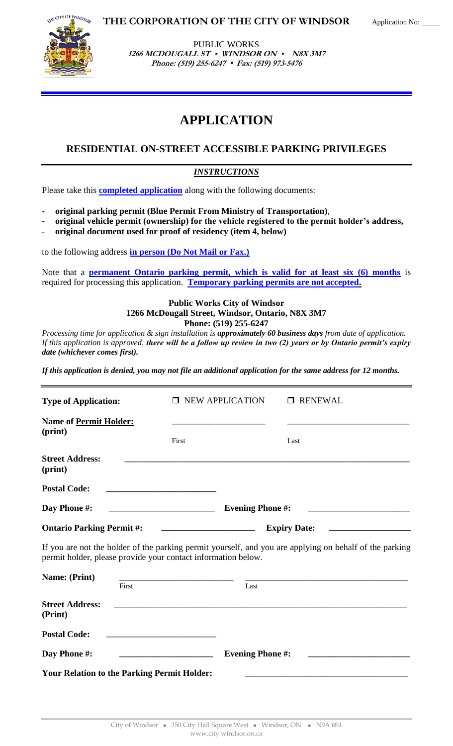**THE CORPORATION OF THE CITY OF WINDSOR**

Application No: _____

PUBLIC WORKS
**1266 MCDOUGALL ST ▪ WINDSOR ON ▪ N8X 3M7**
**Phone: (519) 255-6247 ▪ Fax: (519) 973-5476**

# APPLICATION

## RESIDENTIAL ON-STREET ACCESSIBLE PARKING PRIVILEGES

***INSTRUCTIONS***

Please take this **completed application** along with the following documents:

- **original parking permit (Blue Permit From Ministry of Transportation)**,
- **original vehicle permit (ownership) for the vehicle registered to the permit holder's address,**
- **original document used for proof of residency (item 4, below)**

to the following address **in person (Do Not Mail or Fax.)**

Note that a **permanent Ontario parking permit, which is valid for at least six (6) months** is required for processing this application. **Temporary parking permits are not accepted.**

**Public Works City of Windsor**
**1266 McDougall Street, Windsor, Ontario, N8X 3M7**
**Phone: (519) 255-6247**

*Processing time for application & sign installation is **approximately 60 business days** from date of application. If this application is approved, **there will be a follow up review in two (2) years or by Ontario permit's expiry date (whichever comes first).***

***If this application is denied, you may not file an additional application for the same address for 12 months.***

**Type of Application:** ☐ NEW APPLICATION ☐ RENEWAL

**Name of Permit Holder: (print)** ____________________ (First) ____________________ (Last)

**Street Address: (print)** ____________________________________________

**Postal Code:** ____________________

**Day Phone #:** ____________________ **Evening Phone #:** ____________________

**Ontario Parking Permit #:** ____________________ **Expiry Date:** ____________________

If you are not the holder of the parking permit yourself, and you are applying on behalf of the parking permit holder, please provide your contact information below.

**Name: (Print)** ____________________ (First) ____________________ (Last)

**Street Address: (Print)** ____________________________________________

**Postal Code:** ____________________

**Day Phone #:** ____________________ **Evening Phone #:** ____________________

**Your Relation to the Parking Permit Holder:** ____________________

City of Windsor • 350 City Hall Square West • Windsor, ON • N9A 6S1
www.city.windsor.on.ca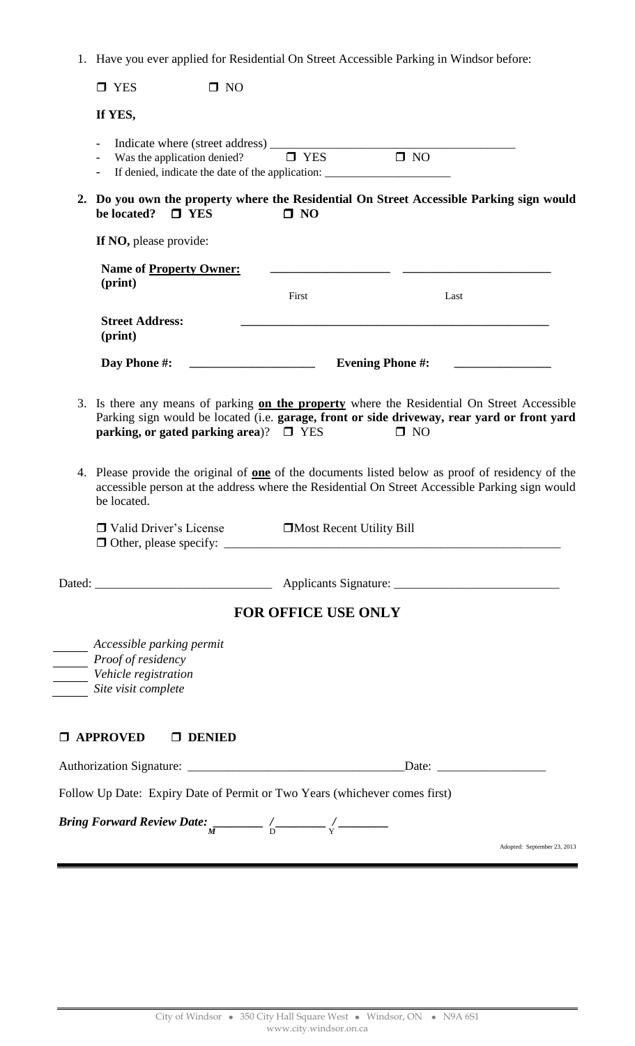1. Have you ever applied for Residential On Street Accessible Parking in Windsor before:

   ☐ YES ☐ NO

   **If YES,**

   - Indicate where (street address) ________________________________________
   - Was the application denied? ☐ YES ☐ NO
   - If denied, indicate the date of the application: ______________________

2. **Do you own the property where the Residential On Street Accessible Parking sign would be located? ☐ YES ☐ NO**

   **If NO,** please provide:

   **Name of Property Owner: (print)** ____________________ ________________________
   First Last

   **Street Address: (print)** ____________________________________________________

   **Day Phone #:** ____________________ **Evening Phone #:** ________________

3. Is there any means of parking **on the property** where the Residential On Street Accessible Parking sign would be located (i.e. **garage, front or side driveway, rear yard or front yard parking, or gated parking area**)? ☐ YES ☐ NO

4. Please provide the original of **one** of the documents listed below as proof of residency of the accessible person at the address where the Residential On Street Accessible Parking sign would be located.

   ☐ Valid Driver's License ☐ Most Recent Utility Bill
   ☐ Other, please specify: ________________________________________________________

Dated: ____________________________ Applicants Signature: __________________________

## FOR OFFICE USE ONLY

______ *Accessible parking permit*
______ *Proof of residency*
______ *Vehicle registration*
______ *Site visit complete*

**☐ APPROVED ☐ DENIED**

Authorization Signature: __________________________________ Date: _________________

Follow Up Date: Expiry Date of Permit or Two Years (whichever comes first)

***Bring Forward Review Date:*** ________ / ________ / ________
M D Y

Adopted: September 23, 2013

City of Windsor • 350 City Hall Square West • Windsor, ON • N9A 6S1
www.city.windsor.on.ca